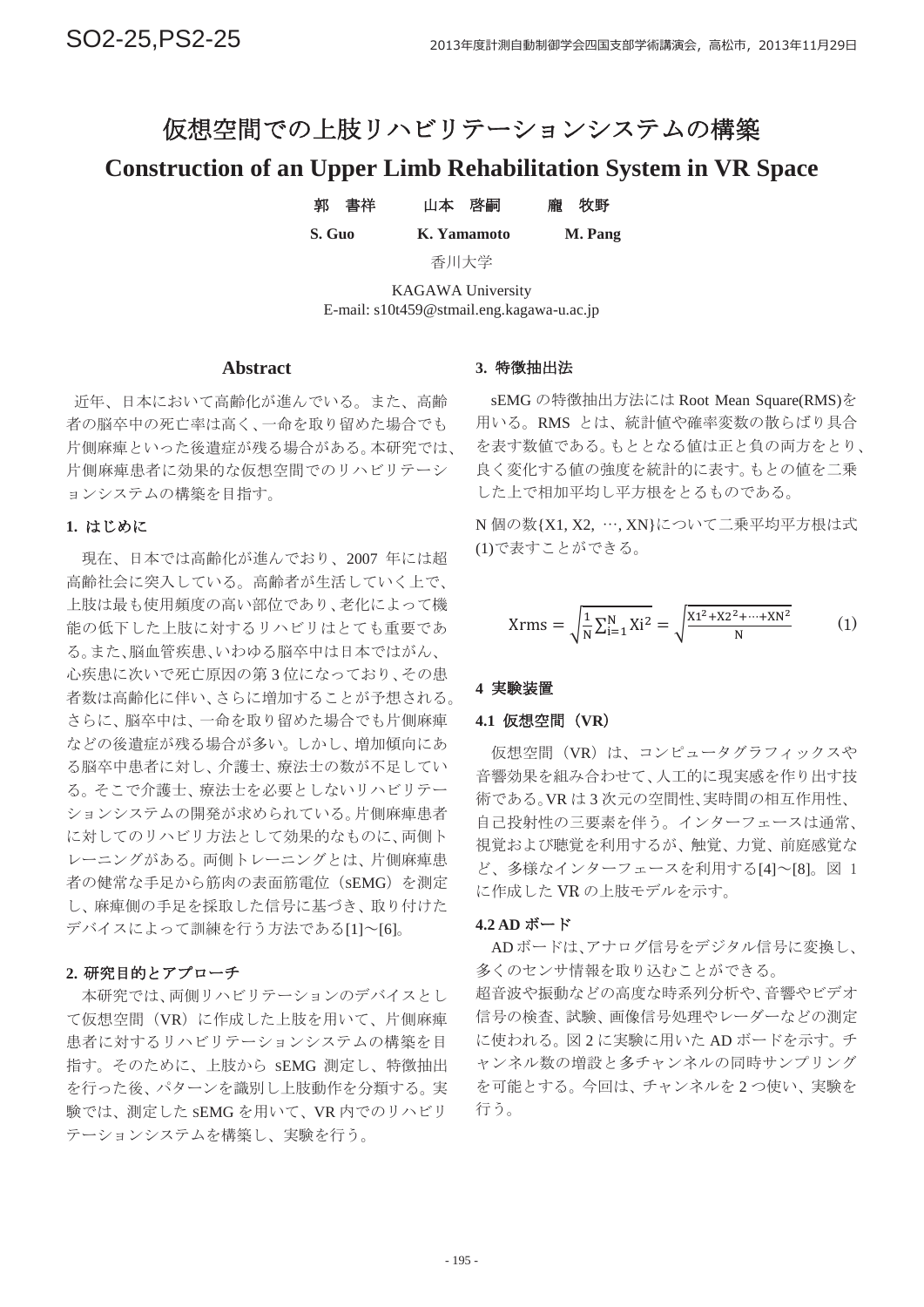# 仮想空間での上肢リハビリテーションシステムの構築

# Construction of an Upper Limb Rehabilitation System in VR Space

**郭　書祥　　　山本　啓嗣　　　龐　牧野**

**S. Guo　　　K. Yamamoto　　　M. Pang**

香川大学

KAGAWA University

E-mail: s10t459@stmail.eng.kagawa-u.ac.jp

## Abstract

近年、日本において高齢化が進んでいる。また、高齢者の脳卒中の死亡率は高く、一命を取り留めた場合でも片側麻痺といった後遺症が残る場合がある。本研究では、片側麻痺患者に効果的な仮想空間でのリハビリテーションシステムの構築を目指す。

## 1. はじめに

現在、日本では高齢化が進んでおり、2007 年には超高齢社会に突入している。高齢者が生活していく上で、上肢は最も使用頻度の高い部位であり、老化によって機能の低下した上肢に対するリハビリはとても重要である。また、脳血管疾患、いわゆる脳卒中は日本ではがん、心疾患に次いで死亡原因の第 3 位になっており、その患者数は高齢化に伴い、さらに増加することが予想される。さらに、脳卒中は、一命を取り留めた場合でも片側麻痺などの後遺症が残る場合が多い。しかし、増加傾向にある脳卒中患者に対し、介護士、療法士の数が不足している。そこで介護士、療法士を必要としないリハビリテーションシステムの開発が求められている。片側麻痺患者に対してのリハビリ方法として効果的なものに、両側トレーニングがある。両側トレーニングとは、片側麻痺患者の健常な手足から筋肉の表面筋電位（sEMG）を測定し、麻痺側の手足を採取した信号に基づき、取り付けたデバイスによって訓練を行う方法である[1]〜[6]。

## 2. 研究目的とアプローチ

本研究では、両側リハビリテーションのデバイスとして仮想空間（VR）に作成した上肢を用いて、片側麻痺患者に対するリハビリテーションシステムの構築を目指す。そのために、上肢から sEMG 測定し、特徴抽出を行った後、パターンを識別し上肢動作を分類する。実験では、測定した sEMG を用いて、VR 内でのリハビリテーションシステムを構築し、実験を行う。

## 3. 特徴抽出法

sEMG の特徴抽出方法には Root Mean Square(RMS)を用いる。RMS とは、統計値や確率変数の散らばり具合を表す数値である。もととなる値は正と負の両方をとり、良く変化する値の強度を統計的に表す。もとの値を二乗した上で相加平均し平方根をとるものである。

N 個の数{X1, X2, …, XN}について二乗平均平方根は式(1)で表すことができる。

$$\mathrm{Xrms} = \sqrt{\frac{1}{N}\sum_{i=1}^{N} \mathrm{Xi}^2} = \sqrt{\frac{\mathrm{X1}^2+\mathrm{X2}^2+\cdots+\mathrm{XN}^2}{N}} \qquad (1)$$

## 4 実験装置

### 4.1 仮想空間（VR）

仮想空間（VR）は、コンピュータグラフィックスや音響効果を組み合わせて、人工的に現実感を作り出す技術である。VR は 3 次元の空間性、実時間の相互作用性、自己投射性の三要素を伴う。インターフェースは通常、視覚および聴覚を利用するが、触覚、力覚、前庭感覚など、多様なインターフェースを利用する[4]〜[8]。図 1 に作成した VR の上肢モデルを示す。

### 4.2 AD ボード

AD ボードは、アナログ信号をデジタル信号に変換し、多くのセンサ情報を取り込むことができる。
超音波や振動などの高度な時系列分析や、音響やビデオ信号の検査、試験、画像信号処理やレーダーなどの測定に使われる。図 2 に実験に用いた AD ボードを示す。チャンネル数の増設と多チャンネルの同時サンプリングを可能とする。今回は、チャンネルを 2 つ使い、実験を行う。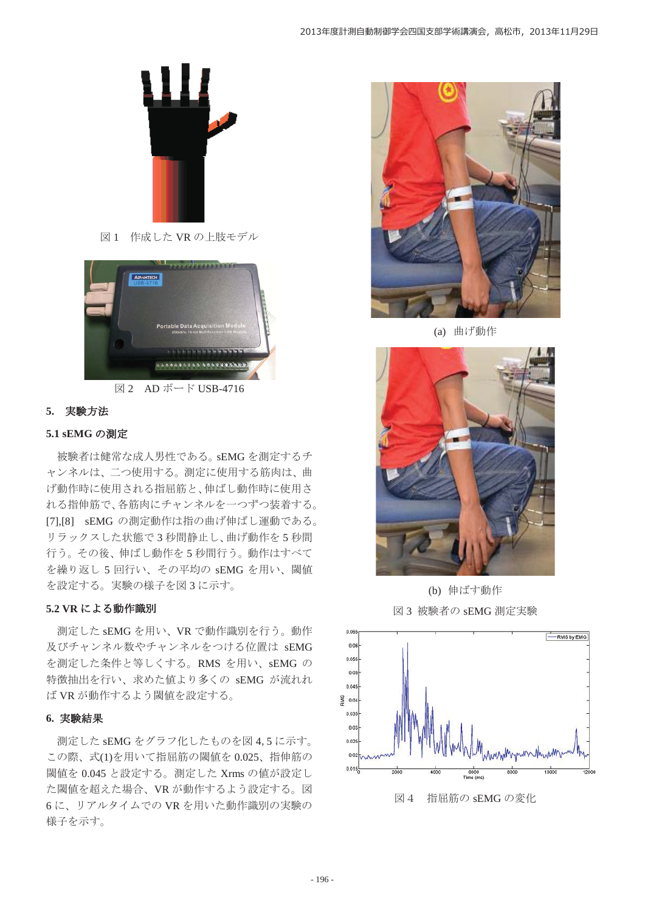図 1 作成した VR の上肢モデル

図 2 AD ボード USB-4716

## 5. 実験方法

### 5.1 sEMG の測定

被験者は健常な成人男性である。sEMG を測定するチャンネルは、二つ使用する。測定に使用する筋肉は、曲げ動作時に使用される指屈筋と、伸ばし動作時に使用される指伸筋で、各筋肉にチャンネルを一つずつ装着する。[7],[8] sEMG の測定動作は指の曲げ伸ばし運動である。リラックスした状態で 3 秒間静止し、曲げ動作を 5 秒間行う。その後、伸ばし動作を 5 秒間行う。動作はすべてを繰り返し 5 回行い、その平均の sEMG を用い、閾値を設定する。実験の様子を図 3 に示す。

### 5.2 VR による動作識別

測定した sEMG を用い、VR で動作識別を行う。動作及びチャンネル数やチャンネルをつける位置は sEMG を測定した条件と等しくする。RMS を用い、sEMG の特徴抽出を行い、求めた値より多くの sEMG が流れれば VR が動作するよう閾値を設定する。

## 6. 実験結果

測定した sEMG をグラフ化したものを図 4, 5 に示す。この際、式(1)を用いて指屈筋の閾値を 0.025、指伸筋の閾値を 0.045 と設定する。測定した Xrms の値が設定した閾値を超えた場合、VR が動作するよう設定する。図 6 に、リアルタイムでの VR を用いた動作識別の実験の様子を示す。

(a) 曲げ動作

(b) 伸ばす動作

図 3 被験者の sEMG 測定実験

図 4 指屈筋の sEMG の変化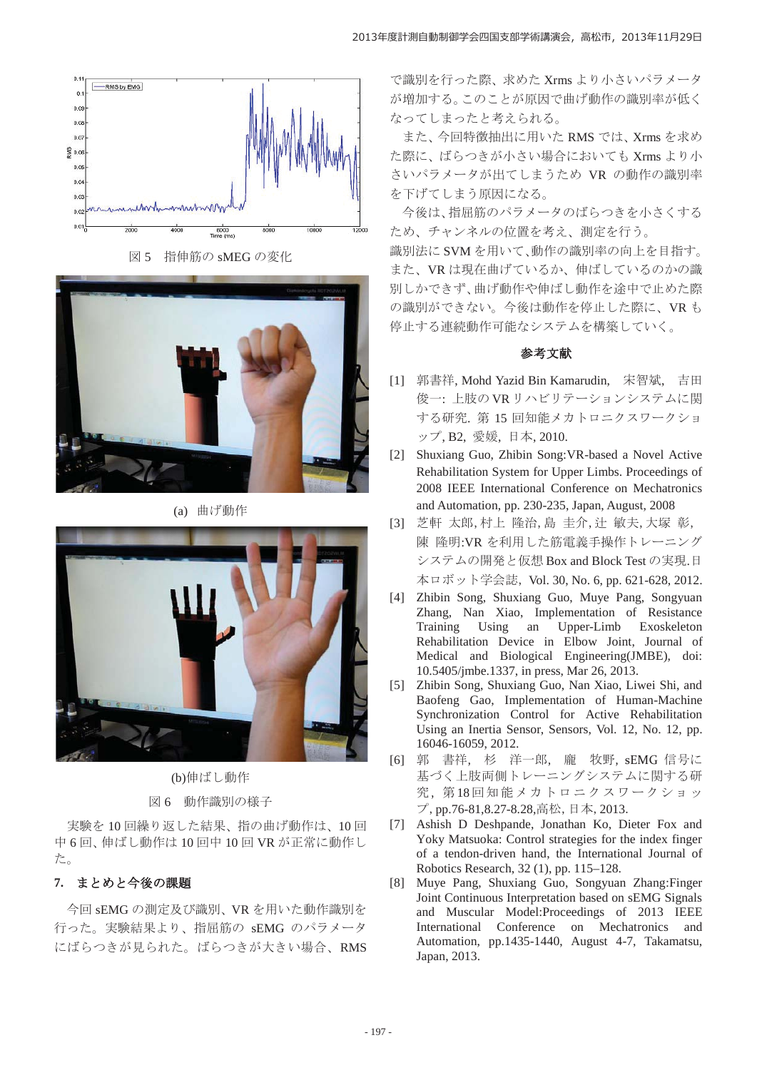RMS by EMG

RMS

Time (ms)

0.11
0.1
0.09
0.08
0.07
0.06
0.05
0.04
0.03
0.02
0.01

0
2000
4000
6000
8000
10000
12000

図 5 指伸筋の sMEG の変化

(a) 曲げ動作

(b)伸ばし動作

図 6 動作識別の様子

実験を 10 回繰り返した結果、指の曲げ動作は、10 回中 6 回、伸ばし動作は 10 回中 10 回 VR が正常に動作した。

## 7. まとめと今後の課題

今回 sEMG の測定及び識別、VR を用いた動作識別を行った。実験結果より、指屈筋の sEMG のパラメータにばらつきが見られた。ばらつきが大きい場合、RMS で識別を行った際、求めた Xrms より小さいパラメータが増加する。このことが原因で曲げ動作の識別率が低くなってしまったと考えられる。

また、今回特徴抽出に用いた RMS では、Xrms を求めた際に、ばらつきが小さい場合においても Xrms より小さいパラメータが出てしまうため VR の動作の識別率を下げてしまう原因になる。

今後は、指屈筋のパラメータのばらつきを小さくするため、チャンネルの位置を考え、測定を行う。

識別法に SVM を用いて、動作の識別率の向上を目指す。また、VR は現在曲げているか、伸ばしているのかの識別しかできず、曲げ動作や伸ばし動作を途中で止めた際の識別ができない。今後は動作を停止した際に、VR も停止する連続動作可能なシステムを構築していく。

## 参考文献

[1] 郭書祥, Mohd Yazid Bin Kamarudin, 宋智斌, 吉田俊一: 上肢の VR リハビリテーションシステムに関する研究. 第 15 回知能メカトロニクスワークショップ, B2, 愛媛, 日本, 2010.

[2] Shuxiang Guo, Zhibin Song:VR-based a Novel Active Rehabilitation System for Upper Limbs. Proceedings of 2008 IEEE International Conference on Mechatronics and Automation, pp. 230-235, Japan, August, 2008

[3] 芝軒 太郎, 村上 隆治, 島 圭介, 辻 敏夫, 大塚 彰, 陳 隆明:VR を利用した筋電義手操作トレーニングシステムの開発と仮想 Box and Block Test の実現. 日本ロボット学会誌, Vol. 30, No. 6, pp. 621-628, 2012.

[4] Zhibin Song, Shuxiang Guo, Muye Pang, Songyuan Zhang, Nan Xiao, Implementation of Resistance Training Using an Upper-Limb Exoskeleton Rehabilitation Device in Elbow Joint, Journal of Medical and Biological Engineering(JMBE), doi: 10.5405/jmbe.1337, in press, Mar 26, 2013.

[5] Zhibin Song, Shuxiang Guo, Nan Xiao, Liwei Shi, and Baofeng Gao, Implementation of Human-Machine Synchronization Control for Active Rehabilitation Using an Inertia Sensor, Sensors, Vol. 12, No. 12, pp. 16046-16059, 2012.

[6] 郭 書祥, 杉 洋一郎, 龐 牧野, sEMG 信号に基づく上肢両側トレーニングシステムに関する研究, 第 18 回知能メカトロニクスワークショップ, pp.76-81,8.27-8.28,高松, 日本, 2013.

[7] Ashish D Deshpande, Jonathan Ko, Dieter Fox and Yoky Matsuoka: Control strategies for the index finger of a tendon-driven hand, the International Journal of Robotics Research, 32 (1), pp. 115–128.

[8] Muye Pang, Shuxiang Guo, Songyuan Zhang:Finger Joint Continuous Interpretation based on sEMG Signals and Muscular Model:Proceedings of 2013 IEEE International Conference on Mechatronics and Automation, pp.1435-1440, August 4-7, Takamatsu, Japan, 2013.